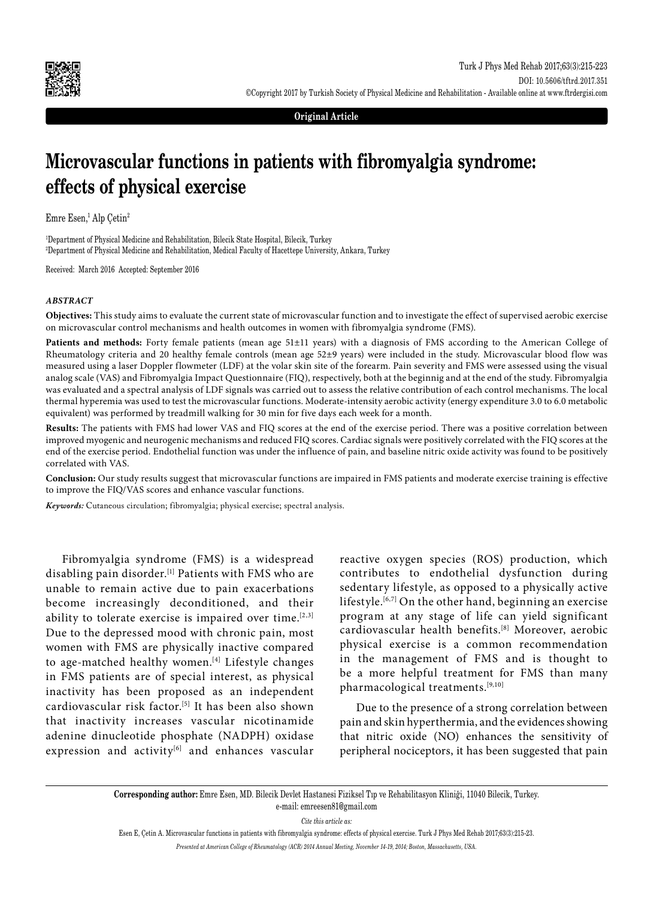Original Article

# Microvascular functions in patients with fibromyalgia syndrome: effects of physical exercise

Emre Esen,[1] Alp Çetin[2]

[1]Department of Physical Medicine and Rehabilitation, Bilecik State Hospital, Bilecik, Turkey
[2]Department of Physical Medicine and Rehabilitation, Medical Faculty of Hacettepe University, Ankara, Turkey

Received: March 2016 Accepted: September 2016

### *ABSTRACT*

**Objectives:** This study aims to evaluate the current state of microvascular function and to investigate the effect of supervised aerobic exercise on microvascular control mechanisms and health outcomes in women with fibromyalgia syndrome (FMS).

**Patients and methods:** Forty female patients (mean age 51±11 years) with a diagnosis of FMS according to the American College of Rheumatology criteria and 20 healthy female controls (mean age 52±9 years) were included in the study. Microvascular blood flow was measured using a laser Doppler flowmeter (LDF) at the volar skin site of the forearm. Pain severity and FMS were assessed using the visual analog scale (VAS) and Fibromyalgia Impact Questionnaire (FIQ), respectively, both at the beginnig and at the end of the study. Fibromyalgia was evaluated and a spectral analysis of LDF signals was carried out to assess the relative contribution of each control mechanisms. The local thermal hyperemia was used to test the microvascular functions. Moderate-intensity aerobic activity (energy expenditure 3.0 to 6.0 metabolic equivalent) was performed by treadmill walking for 30 min for five days each week for a month.

**Results:** The patients with FMS had lower VAS and FIQ scores at the end of the exercise period. There was a positive correlation between improved myogenic and neurogenic mechanisms and reduced FIQ scores. Cardiac signals were positively correlated with the FIQ scores at the end of the exercise period. Endothelial function was under the influence of pain, and baseline nitric oxide activity was found to be positively correlated with VAS.

**Conclusion:** Our study results suggest that microvascular functions are impaired in FMS patients and moderate exercise training is effective to improve the FIQ/VAS scores and enhance vascular functions.

***Keywords:*** Cutaneous circulation; fibromyalgia; physical exercise; spectral analysis.

Fibromyalgia syndrome (FMS) is a widespread disabling pain disorder.[1] Patients with FMS who are unable to remain active due to pain exacerbations become increasingly deconditioned, and their ability to tolerate exercise is impaired over time.[2,3] Due to the depressed mood with chronic pain, most women with FMS are physically inactive compared to age-matched healthy women.[4] Lifestyle changes in FMS patients are of special interest, as physical inactivity has been proposed as an independent cardiovascular risk factor.[5] It has been also shown that inactivity increases vascular nicotinamide adenine dinucleotide phosphate (NADPH) oxidase expression and activity[6] and enhances vascular reactive oxygen species (ROS) production, which contributes to endothelial dysfunction during sedentary lifestyle, as opposed to a physically active lifestyle.[6,7] On the other hand, beginning an exercise program at any stage of life can yield significant cardiovascular health benefits.[8] Moreover, aerobic physical exercise is a common recommendation in the management of FMS and is thought to be a more helpful treatment for FMS than many pharmacological treatments.[9,10]

Due to the presence of a strong correlation between pain and skin hyperthermia, and the evidences showing that nitric oxide (NO) enhances the sensitivity of peripheral nociceptors, it has been suggested that pain

**Corresponding author:** Emre Esen, MD. Bilecik Devlet Hastanesi Fiziksel Tıp ve Rehabilitasyon Kliniği, 11040 Bilecik, Turkey.
e-mail: emreesen81@gmail.com

*Cite this article as:*

Esen E, Çetin A. Microvascular functions in patients with fibromyalgia syndrome: effects of physical exercise. Turk J Phys Med Rehab 2017;63(3):215-23.

*Presented at American College of Rheumatology (ACR) 2014 Annual Meeting, November 14-19, 2014; Boston, Massachusetts, USA.*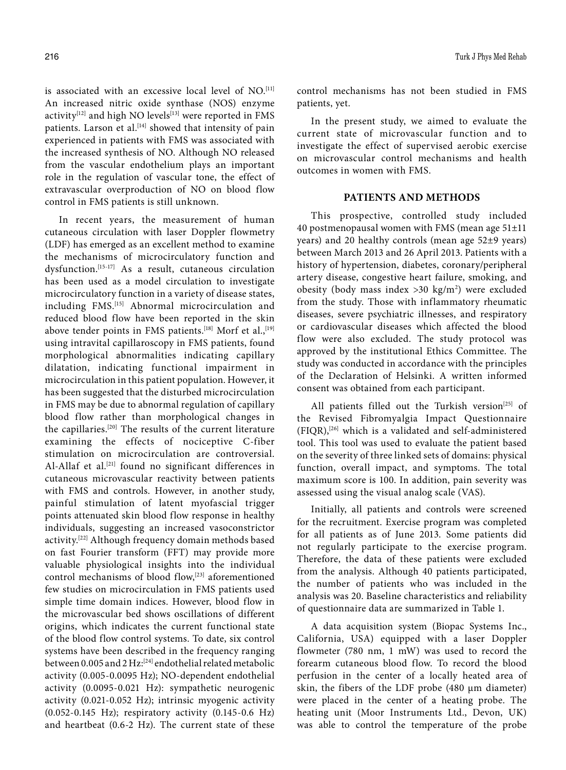is associated with an excessive local level of NO.[11] An increased nitric oxide synthase (NOS) enzyme activity[12] and high NO levels[13] were reported in FMS patients. Larson et al.[14] showed that intensity of pain experienced in patients with FMS was associated with the increased synthesis of NO. Although NO released from the vascular endothelium plays an important role in the regulation of vascular tone, the effect of extravascular overproduction of NO on blood flow control in FMS patients is still unknown.

In recent years, the measurement of human cutaneous circulation with laser Doppler flowmetry (LDF) has emerged as an excellent method to examine the mechanisms of microcirculatory function and dysfunction.[15-17] As a result, cutaneous circulation has been used as a model circulation to investigate microcirculatory function in a variety of disease states, including FMS.[15] Abnormal microcirculation and reduced blood flow have been reported in the skin above tender points in FMS patients.[18] Morf et al.,[19] using intravital capillaroscopy in FMS patients, found morphological abnormalities indicating capillary dilatation, indicating functional impairment in microcirculation in this patient population. However, it has been suggested that the disturbed microcirculation in FMS may be due to abnormal regulation of capillary blood flow rather than morphological changes in the capillaries.[20] The results of the current literature examining the effects of nociceptive C-fiber stimulation on microcirculation are controversial. Al-Allaf et al.[21] found no significant differences in cutaneous microvascular reactivity between patients with FMS and controls. However, in another study, painful stimulation of latent myofascial trigger points attenuated skin blood flow response in healthy individuals, suggesting an increased vasoconstrictor activity.[22] Although frequency domain methods based on fast Fourier transform (FFT) may provide more valuable physiological insights into the individual control mechanisms of blood flow,[23] aforementioned few studies on microcirculation in FMS patients used simple time domain indices. However, blood flow in the microvascular bed shows oscillations of different origins, which indicates the current functional state of the blood flow control systems. To date, six control systems have been described in the frequency ranging between 0.005 and 2 Hz:[24] endothelial related metabolic activity (0.005-0.0095 Hz); NO-dependent endothelial activity (0.0095-0.021 Hz): sympathetic neurogenic activity (0.021-0.052 Hz); intrinsic myogenic activity (0.052-0.145 Hz); respiratory activity (0.145-0.6 Hz) and heartbeat (0.6-2 Hz). The current state of these control mechanisms has not been studied in FMS patients, yet.

In the present study, we aimed to evaluate the current state of microvascular function and to investigate the effect of supervised aerobic exercise on microvascular control mechanisms and health outcomes in women with FMS.

## PATIENTS AND METHODS

This prospective, controlled study included 40 postmenopausal women with FMS (mean age 51±11 years) and 20 healthy controls (mean age 52±9 years) between March 2013 and 26 April 2013. Patients with a history of hypertension, diabetes, coronary/peripheral artery disease, congestive heart failure, smoking, and obesity (body mass index >30 kg/m$^2$) were excluded from the study. Those with inflammatory rheumatic diseases, severe psychiatric illnesses, and respiratory or cardiovascular diseases which affected the blood flow were also excluded. The study protocol was approved by the institutional Ethics Committee. The study was conducted in accordance with the principles of the Declaration of Helsinki. A written informed consent was obtained from each participant.

All patients filled out the Turkish version[25] of the Revised Fibromyalgia Impact Questionnaire (FIQR),[26] which is a validated and self-administered tool. This tool was used to evaluate the patient based on the severity of three linked sets of domains: physical function, overall impact, and symptoms. The total maximum score is 100. In addition, pain severity was assessed using the visual analog scale (VAS).

Initially, all patients and controls were screened for the recruitment. Exercise program was completed for all patients as of June 2013. Some patients did not regularly participate to the exercise program. Therefore, the data of these patients were excluded from the analysis. Although 40 patients participated, the number of patients who was included in the analysis was 20. Baseline characteristics and reliability of questionnaire data are summarized in Table 1.

A data acquisition system (Biopac Systems Inc., California, USA) equipped with a laser Doppler flowmeter (780 nm, 1 mW) was used to record the forearm cutaneous blood flow. To record the blood perfusion in the center of a locally heated area of skin, the fibers of the LDF probe (480 µm diameter) were placed in the center of a heating probe. The heating unit (Moor Instruments Ltd., Devon, UK) was able to control the temperature of the probe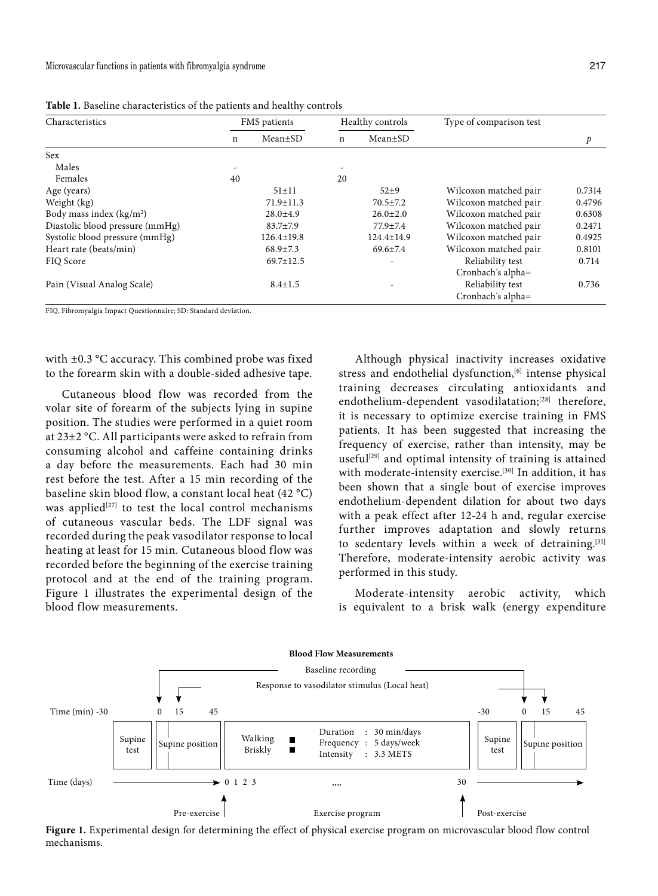**Table 1.** Baseline characteristics of the patients and healthy controls

| Characteristics | FMS patients | | Healthy controls | | Type of comparison test | |
|---|---|---|---|---|---|---|
| | n | Mean±SD | n | Mean±SD | | *p* |
| Sex | | | | | | |
| Males | - | | - | | | |
| Females | 40 | | 20 | | | |
| Age (years) | | 51±11 | | 52±9 | Wilcoxon matched pair | 0.7314 |
| Weight (kg) | | 71.9±11.3 | | 70.5±7.2 | Wilcoxon matched pair | 0.4796 |
| Body mass index (kg/m²) | | 28.0±4.9 | | 26.0±2.0 | Wilcoxon matched pair | 0.6308 |
| Diastolic blood pressure (mmHg) | | 83.7±7.9 | | 77.9±7.4 | Wilcoxon matched pair | 0.2471 |
| Systolic blood pressure (mmHg) | | 126.4±19.8 | | 124.4±14.9 | Wilcoxon matched pair | 0.4925 |
| Heart rate (beats/min) | | 68.9±7.3 | | 69.6±7.4 | Wilcoxon matched pair | 0.8101 |
| FIQ Score | | 69.7±12.5 | | - | Reliability test Cronbach's alpha= | 0.714 |
| Pain (Visual Analog Scale) | | 8.4±1.5 | | - | Reliability test Cronbach's alpha= | 0.736 |

FIQ, Fibromyalgia Impact Questionnaire; SD: Standard deviation.

with ±0.3 °C accuracy. This combined probe was fixed to the forearm skin with a double-sided adhesive tape.

Cutaneous blood flow was recorded from the volar site of forearm of the subjects lying in supine position. The studies were performed in a quiet room at 23±2 °C. All participants were asked to refrain from consuming alcohol and caffeine containing drinks a day before the measurements. Each had 30 min rest before the test. After a 15 min recording of the baseline skin blood flow, a constant local heat (42 °C) was applied[27] to test the local control mechanisms of cutaneous vascular beds. The LDF signal was recorded during the peak vasodilator response to local heating at least for 15 min. Cutaneous blood flow was recorded before the beginning of the exercise training protocol and at the end of the training program. Figure 1 illustrates the experimental design of the blood flow measurements.

Although physical inactivity increases oxidative stress and endothelial dysfunction,[6] intense physical training decreases circulating antioxidants and endothelium-dependent vasodilatation;[28] therefore, it is necessary to optimize exercise training in FMS patients. It has been suggested that increasing the frequency of exercise, rather than intensity, may be useful[29] and optimal intensity of training is attained with moderate-intensity exercise.[30] In addition, it has been shown that a single bout of exercise improves endothelium-dependent dilation for about two days with a peak effect after 12-24 h and, regular exercise further improves adaptation and slowly returns to sedentary levels within a week of detraining.[31] Therefore, moderate-intensity aerobic activity was performed in this study.

Moderate-intensity aerobic activity, which is equivalent to a brisk walk (energy expenditure

**Blood Flow Measurements**

Baseline recording

Response to vasodilator stimulus (Local heat)

Time (min) -30 0 15 45 ... -30 0 15 45

Supine test | Supine position | Walking Briskly — Duration : 30 min/days; Frequency : 5 days/week; Intensity : 3.3 METS | Supine test | Supine position

Time (days) 0 1 2 3 .... 30

Pre-exercise — Exercise program — Post-exercise

**Figure 1.** Experimental design for determining the effect of physical exercise program on microvascular blood flow control mechanisms.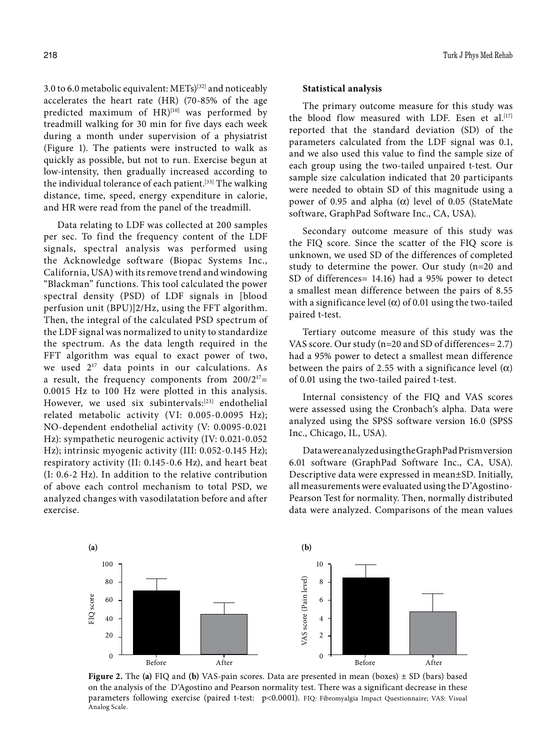3.0 to 6.0 metabolic equivalent: METs)[32] and noticeably accelerates the heart rate (HR) (70-85% of the age predicted maximum of HR)[10] was performed by treadmill walking for 30 min for five days each week during a month under supervision of a physiatrist (Figure 1). The patients were instructed to walk as quickly as possible, but not to run. Exercise begun at low-intensity, then gradually increased according to the individual tolerance of each patient.[33] The walking distance, time, speed, energy expenditure in calorie, and HR were read from the panel of the treadmill.

Data relating to LDF was collected at 200 samples per sec. To find the frequency content of the LDF signals, spectral analysis was performed using the Acknowledge software (Biopac Systems Inc., California, USA) with its remove trend and windowing "Blackman" functions. This tool calculated the power spectral density (PSD) of LDF signals in [blood perfusion unit (BPU)]2/Hz, using the FFT algorithm. Then, the integral of the calculated PSD spectrum of the LDF signal was normalized to unity to standardize the spectrum. As the data length required in the FFT algorithm was equal to exact power of two, we used $2^{17}$ data points in our calculations. As a result, the frequency components from $200/2^{17}$= 0.0015 Hz to 100 Hz were plotted in this analysis. However, we used six subintervals:[23] endothelial related metabolic activity (VI: 0.005-0.0095 Hz); NO-dependent endothelial activity (V: 0.0095-0.021 Hz): sympathetic neurogenic activity (IV: 0.021-0.052 Hz); intrinsic myogenic activity (III: 0.052-0.145 Hz); respiratory activity (II: 0.145-0.6 Hz), and heart beat (I: 0.6-2 Hz). In addition to the relative contribution of above each control mechanism to total PSD, we analyzed changes with vasodilatation before and after exercise.

#### Statistical analysis

The primary outcome measure for this study was the blood flow measured with LDF. Esen et al.[17] reported that the standard deviation (SD) of the parameters calculated from the LDF signal was 0.1, and we also used this value to find the sample size of each group using the two-tailed unpaired t-test. Our sample size calculation indicated that 20 participants were needed to obtain SD of this magnitude using a power of 0.95 and alpha ($\alpha$) level of 0.05 (StateMate software, GraphPad Software Inc., CA, USA).

Secondary outcome measure of this study was the FIQ score. Since the scatter of the FIQ score is unknown, we used SD of the differences of completed study to determine the power. Our study (n=20 and SD of differences= 14.16) had a 95% power to detect a smallest mean difference between the pairs of 8.55 with a significance level ($\alpha$) of 0.01 using the two-tailed paired t-test.

Tertiary outcome measure of this study was the VAS score. Our study (n=20 and SD of differences= 2.7) had a 95% power to detect a smallest mean difference between the pairs of 2.55 with a significance level ($\alpha$) of 0.01 using the two-tailed paired t-test.

Internal consistency of the FIQ and VAS scores were assessed using the Cronbach's alpha. Data were analyzed using the SPSS software version 16.0 (SPSS Inc., Chicago, IL, USA).

Data were analyzed using the GraphPad Prism version 6.01 software (GraphPad Software Inc., CA, USA). Descriptive data were expressed in mean±SD. Initially, all measurements were evaluated using the D'Agostino-Pearson Test for normality. Then, normally distributed data were analyzed. Comparisons of the mean values

**Figure 2.** The **(a)** FIQ and **(b)** VAS-pain scores. Data are presented in mean (boxes) ± SD (bars) based on the analysis of the D'Agostino and Pearson normality test. There was a significant decrease in these parameters following exercise (paired t-test: $p<0.0001$). FIQ: Fibromyalgia Impact Questionnaire; VAS: Visual Analog Scale.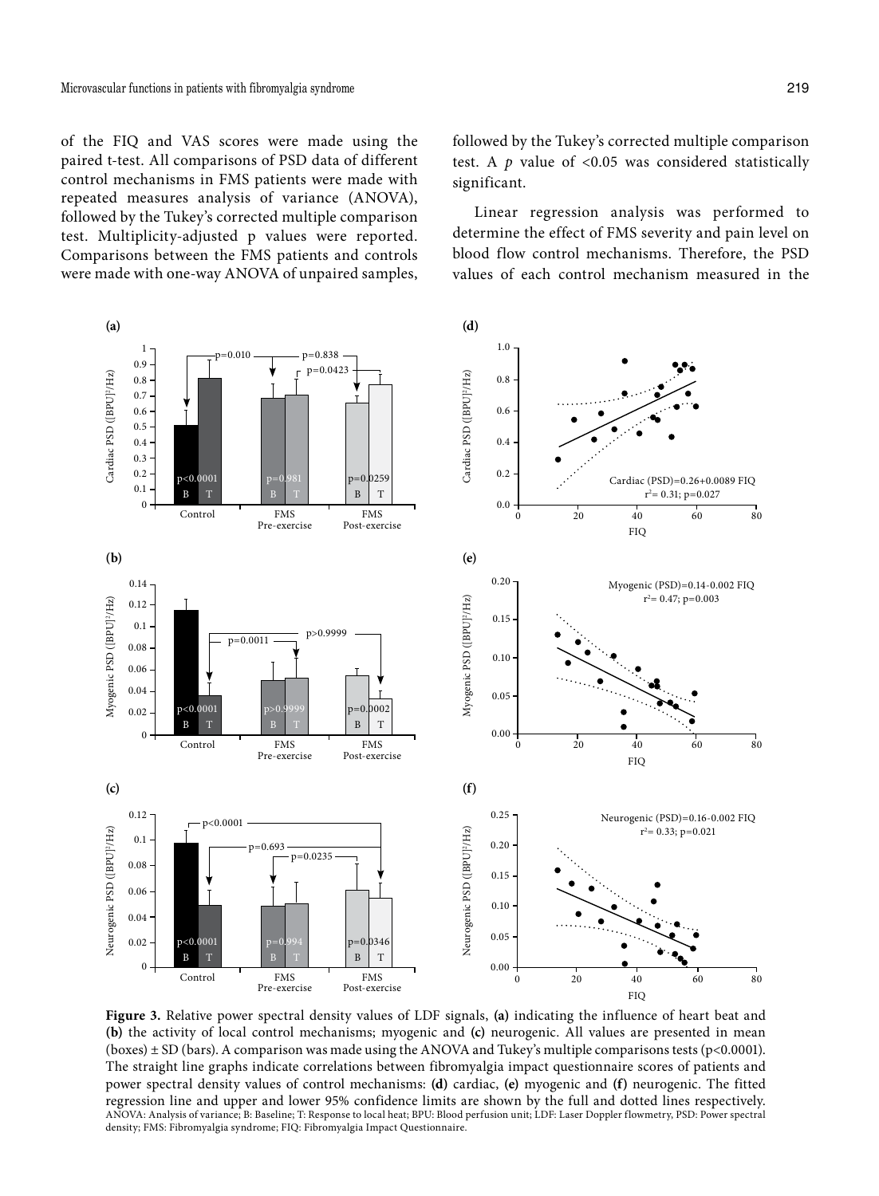of the FIQ and VAS scores were made using the paired t-test. All comparisons of PSD data of different control mechanisms in FMS patients were made with repeated measures analysis of variance (ANOVA), followed by the Tukey's corrected multiple comparison test. Multiplicity-adjusted p values were reported. Comparisons between the FMS patients and controls were made with one-way ANOVA of unpaired samples, followed by the Tukey's corrected multiple comparison test. A *p* value of <0.05 was considered statistically significant.

Linear regression analysis was performed to determine the effect of FMS severity and pain level on blood flow control mechanisms. Therefore, the PSD values of each control mechanism measured in the

**Figure 3.** Relative power spectral density values of LDF signals, **(a)** indicating the influence of heart beat and **(b)** the activity of local control mechanisms; myogenic and **(c)** neurogenic. All values are presented in mean (boxes) ± SD (bars). A comparison was made using the ANOVA and Tukey's multiple comparisons tests (p<0.0001). The straight line graphs indicate correlations between fibromyalgia impact questionnaire scores of patients and power spectral density values of control mechanisms: **(d)** cardiac, **(e)** myogenic and **(f)** neurogenic. The fitted regression line and upper and lower 95% confidence limits are shown by the full and dotted lines respectively.
ANOVA: Analysis of variance; B: Baseline; T: Response to local heat; BPU: Blood perfusion unit; LDF: Laser Doppler flowmetry, PSD: Power spectral density; FMS: Fibromyalgia syndrome; FIQ: Fibromyalgia Impact Questionnaire.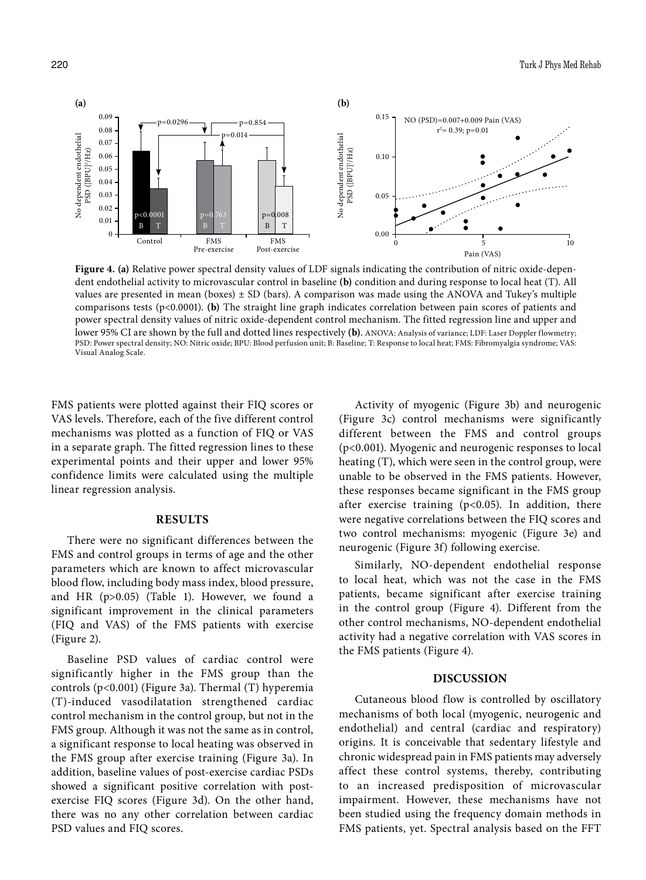**Figure 4. (a)** Relative power spectral density values of LDF signals indicating the contribution of nitric oxide-dependent endothelial activity to microvascular control in baseline **(b)** condition and during response to local heat (T). All values are presented in mean (boxes) ± SD (bars). A comparison was made using the ANOVA and Tukey's multiple comparisons tests (p<0.0001). **(b)** The straight line graph indicates correlation between pain scores of patients and power spectral density values of nitric oxide-dependent control mechanism. The fitted regression line and upper and lower 95% CI are shown by the full and dotted lines respectively **(b)**. ANOVA: Analysis of variance; LDF: Laser Doppler flowmetry; PSD: Power spectral density; NO: Nitric oxide; BPU: Blood perfusion unit; B: Baseline; T: Response to local heat; FMS: Fibromyalgia syndrome; VAS: Visual Analog Scale.

FMS patients were plotted against their FIQ scores or VAS levels. Therefore, each of the five different control mechanisms was plotted as a function of FIQ or VAS in a separate graph. The fitted regression lines to these experimental points and their upper and lower 95% confidence limits were calculated using the multiple linear regression analysis.

## RESULTS

There were no significant differences between the FMS and control groups in terms of age and the other parameters which are known to affect microvascular blood flow, including body mass index, blood pressure, and HR (p>0.05) (Table 1). However, we found a significant improvement in the clinical parameters (FIQ and VAS) of the FMS patients with exercise (Figure 2).

Baseline PSD values of cardiac control were significantly higher in the FMS group than the controls (p<0.001) (Figure 3a). Thermal (T) hyperemia (T)-induced vasodilatation strengthened cardiac control mechanism in the control group, but not in the FMS group. Although it was not the same as in control, a significant response to local heating was observed in the FMS group after exercise training (Figure 3a). In addition, baseline values of post-exercise cardiac PSDs showed a significant positive correlation with post-exercise FIQ scores (Figure 3d). On the other hand, there was no any other correlation between cardiac PSD values and FIQ scores.

Activity of myogenic (Figure 3b) and neurogenic (Figure 3c) control mechanisms were significantly different between the FMS and control groups (p<0.001). Myogenic and neurogenic responses to local heating (T), which were seen in the control group, were unable to be observed in the FMS patients. However, these responses became significant in the FMS group after exercise training (p<0.05). In addition, there were negative correlations between the FIQ scores and two control mechanisms: myogenic (Figure 3e) and neurogenic (Figure 3f) following exercise.

Similarly, NO-dependent endothelial response to local heat, which was not the case in the FMS patients, became significant after exercise training in the control group (Figure 4). Different from the other control mechanisms, NO-dependent endothelial activity had a negative correlation with VAS scores in the FMS patients (Figure 4).

## DISCUSSION

Cutaneous blood flow is controlled by oscillatory mechanisms of both local (myogenic, neurogenic and endothelial) and central (cardiac and respiratory) origins. It is conceivable that sedentary lifestyle and chronic widespread pain in FMS patients may adversely affect these control systems, thereby, contributing to an increased predisposition of microvascular impairment. However, these mechanisms have not been studied using the frequency domain methods in FMS patients, yet. Spectral analysis based on the FFT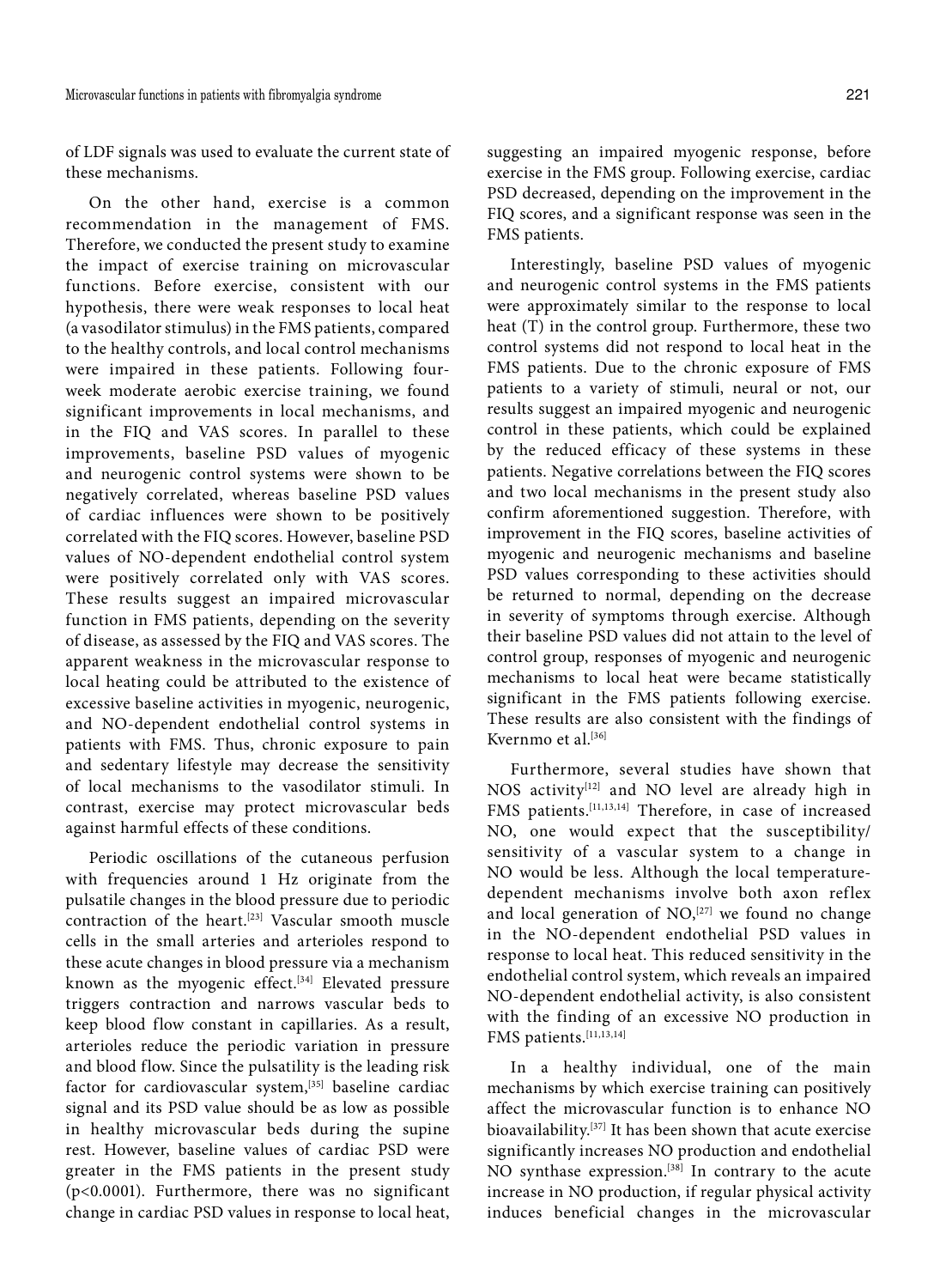of LDF signals was used to evaluate the current state of these mechanisms.

On the other hand, exercise is a common recommendation in the management of FMS. Therefore, we conducted the present study to examine the impact of exercise training on microvascular functions. Before exercise, consistent with our hypothesis, there were weak responses to local heat (a vasodilator stimulus) in the FMS patients, compared to the healthy controls, and local control mechanisms were impaired in these patients. Following four-week moderate aerobic exercise training, we found significant improvements in local mechanisms, and in the FIQ and VAS scores. In parallel to these improvements, baseline PSD values of myogenic and neurogenic control systems were shown to be negatively correlated, whereas baseline PSD values of cardiac influences were shown to be positively correlated with the FIQ scores. However, baseline PSD values of NO-dependent endothelial control system were positively correlated only with VAS scores. These results suggest an impaired microvascular function in FMS patients, depending on the severity of disease, as assessed by the FIQ and VAS scores. The apparent weakness in the microvascular response to local heating could be attributed to the existence of excessive baseline activities in myogenic, neurogenic, and NO-dependent endothelial control systems in patients with FMS. Thus, chronic exposure to pain and sedentary lifestyle may decrease the sensitivity of local mechanisms to the vasodilator stimuli. In contrast, exercise may protect microvascular beds against harmful effects of these conditions.

Periodic oscillations of the cutaneous perfusion with frequencies around 1 Hz originate from the pulsatile changes in the blood pressure due to periodic contraction of the heart.[23] Vascular smooth muscle cells in the small arteries and arterioles respond to these acute changes in blood pressure via a mechanism known as the myogenic effect.[34] Elevated pressure triggers contraction and narrows vascular beds to keep blood flow constant in capillaries. As a result, arterioles reduce the periodic variation in pressure and blood flow. Since the pulsatility is the leading risk factor for cardiovascular system,[35] baseline cardiac signal and its PSD value should be as low as possible in healthy microvascular beds during the supine rest. However, baseline values of cardiac PSD were greater in the FMS patients in the present study ($p<0.0001$). Furthermore, there was no significant change in cardiac PSD values in response to local heat, suggesting an impaired myogenic response, before exercise in the FMS group. Following exercise, cardiac PSD decreased, depending on the improvement in the FIQ scores, and a significant response was seen in the FMS patients.

Interestingly, baseline PSD values of myogenic and neurogenic control systems in the FMS patients were approximately similar to the response to local heat (T) in the control group. Furthermore, these two control systems did not respond to local heat in the FMS patients. Due to the chronic exposure of FMS patients to a variety of stimuli, neural or not, our results suggest an impaired myogenic and neurogenic control in these patients, which could be explained by the reduced efficacy of these systems in these patients. Negative correlations between the FIQ scores and two local mechanisms in the present study also confirm aforementioned suggestion. Therefore, with improvement in the FIQ scores, baseline activities of myogenic and neurogenic mechanisms and baseline PSD values corresponding to these activities should be returned to normal, depending on the decrease in severity of symptoms through exercise. Although their baseline PSD values did not attain to the level of control group, responses of myogenic and neurogenic mechanisms to local heat were became statistically significant in the FMS patients following exercise. These results are also consistent with the findings of Kvernmo et al.[36]

Furthermore, several studies have shown that NOS activity[12] and NO level are already high in FMS patients.[11,13,14] Therefore, in case of increased NO, one would expect that the susceptibility/sensitivity of a vascular system to a change in NO would be less. Although the local temperature-dependent mechanisms involve both axon reflex and local generation of NO,[27] we found no change in the NO-dependent endothelial PSD values in response to local heat. This reduced sensitivity in the endothelial control system, which reveals an impaired NO-dependent endothelial activity, is also consistent with the finding of an excessive NO production in FMS patients.[11,13,14]

In a healthy individual, one of the main mechanisms by which exercise training can positively affect the microvascular function is to enhance NO bioavailability.[37] It has been shown that acute exercise significantly increases NO production and endothelial NO synthase expression.[38] In contrary to the acute increase in NO production, if regular physical activity induces beneficial changes in the microvascular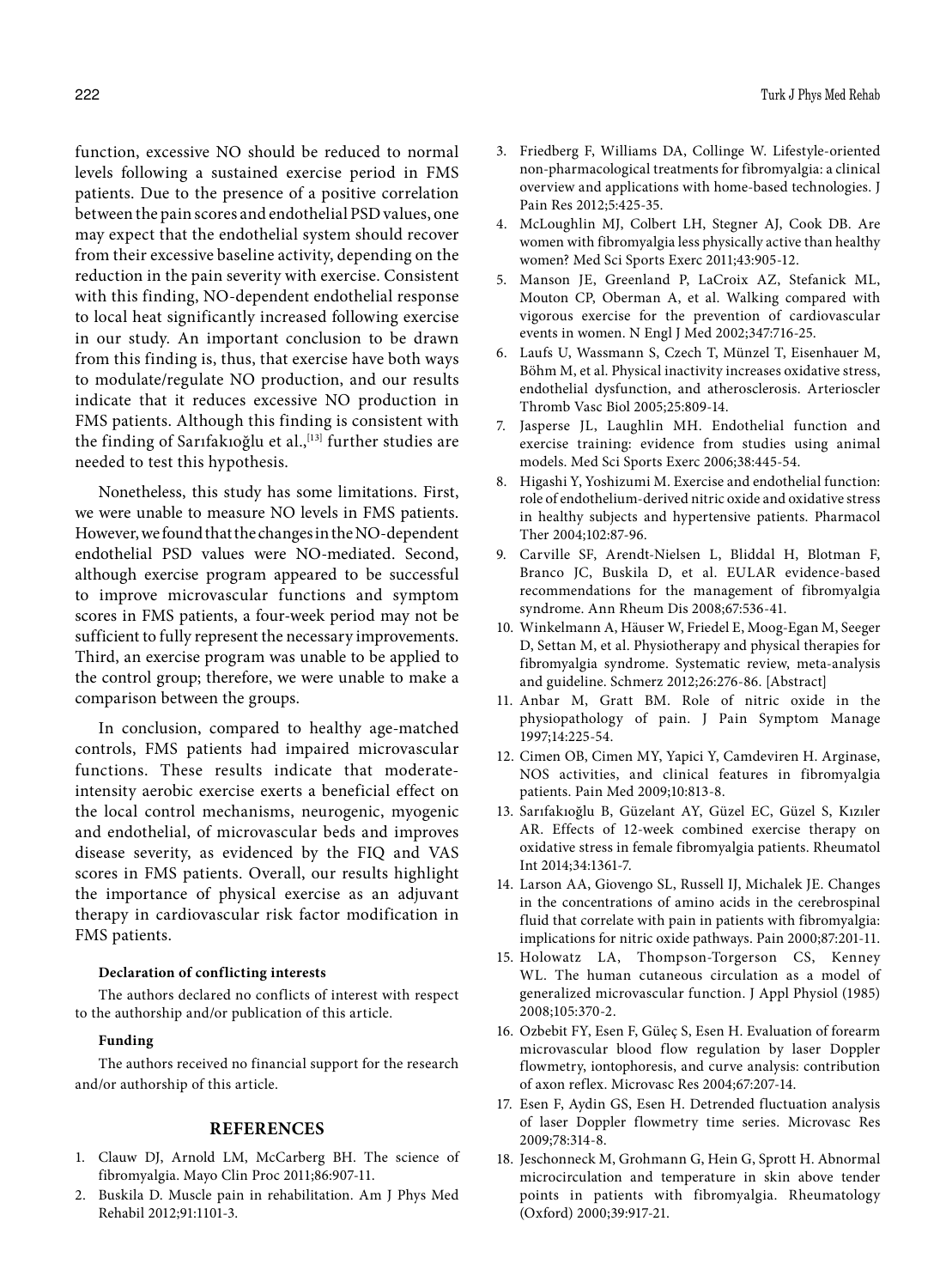function, excessive NO should be reduced to normal levels following a sustained exercise period in FMS patients. Due to the presence of a positive correlation between the pain scores and endothelial PSD values, one may expect that the endothelial system should recover from their excessive baseline activity, depending on the reduction in the pain severity with exercise. Consistent with this finding, NO-dependent endothelial response to local heat significantly increased following exercise in our study. An important conclusion to be drawn from this finding is, thus, that exercise have both ways to modulate/regulate NO production, and our results indicate that it reduces excessive NO production in FMS patients. Although this finding is consistent with the finding of Sarıfakıoğlu et al.,[13] further studies are needed to test this hypothesis.

Nonetheless, this study has some limitations. First, we were unable to measure NO levels in FMS patients. However, we found that the changes in the NO-dependent endothelial PSD values were NO-mediated. Second, although exercise program appeared to be successful to improve microvascular functions and symptom scores in FMS patients, a four-week period may not be sufficient to fully represent the necessary improvements. Third, an exercise program was unable to be applied to the control group; therefore, we were unable to make a comparison between the groups.

In conclusion, compared to healthy age-matched controls, FMS patients had impaired microvascular functions. These results indicate that moderate-intensity aerobic exercise exerts a beneficial effect on the local control mechanisms, neurogenic, myogenic and endothelial, of microvascular beds and improves disease severity, as evidenced by the FIQ and VAS scores in FMS patients. Overall, our results highlight the importance of physical exercise as an adjuvant therapy in cardiovascular risk factor modification in FMS patients.

**Declaration of conflicting interests**

The authors declared no conflicts of interest with respect to the authorship and/or publication of this article.

**Funding**

The authors received no financial support for the research and/or authorship of this article.

## REFERENCES

1. Clauw DJ, Arnold LM, McCarberg BH. The science of fibromyalgia. Mayo Clin Proc 2011;86:907-11.
2. Buskila D. Muscle pain in rehabilitation. Am J Phys Med Rehabil 2012;91:1101-3.
3. Friedberg F, Williams DA, Collinge W. Lifestyle-oriented non-pharmacological treatments for fibromyalgia: a clinical overview and applications with home-based technologies. J Pain Res 2012;5:425-35.
4. McLoughlin MJ, Colbert LH, Stegner AJ, Cook DB. Are women with fibromyalgia less physically active than healthy women? Med Sci Sports Exerc 2011;43:905-12.
5. Manson JE, Greenland P, LaCroix AZ, Stefanick ML, Mouton CP, Oberman A, et al. Walking compared with vigorous exercise for the prevention of cardiovascular events in women. N Engl J Med 2002;347:716-25.
6. Laufs U, Wassmann S, Czech T, Münzel T, Eisenhauer M, Böhm M, et al. Physical inactivity increases oxidative stress, endothelial dysfunction, and atherosclerosis. Arterioscler Thromb Vasc Biol 2005;25:809-14.
7. Jasperse JL, Laughlin MH. Endothelial function and exercise training: evidence from studies using animal models. Med Sci Sports Exerc 2006;38:445-54.
8. Higashi Y, Yoshizumi M. Exercise and endothelial function: role of endothelium-derived nitric oxide and oxidative stress in healthy subjects and hypertensive patients. Pharmacol Ther 2004;102:87-96.
9. Carville SF, Arendt-Nielsen L, Bliddal H, Blotman F, Branco JC, Buskila D, et al. EULAR evidence-based recommendations for the management of fibromyalgia syndrome. Ann Rheum Dis 2008;67:536-41.
10. Winkelmann A, Häuser W, Friedel E, Moog-Egan M, Seeger D, Settan M, et al. Physiotherapy and physical therapies for fibromyalgia syndrome. Systematic review, meta-analysis and guideline. Schmerz 2012;26:276-86. [Abstract]
11. Anbar M, Gratt BM. Role of nitric oxide in the physiopathology of pain. J Pain Symptom Manage 1997;14:225-54.
12. Cimen OB, Cimen MY, Yapici Y, Camdeviren H. Arginase, NOS activities, and clinical features in fibromyalgia patients. Pain Med 2009;10:813-8.
13. Sarıfakıoğlu B, Güzelant AY, Güzel EC, Güzel S, Kızıler AR. Effects of 12-week combined exercise therapy on oxidative stress in female fibromyalgia patients. Rheumatol Int 2014;34:1361-7.
14. Larson AA, Giovengo SL, Russell IJ, Michalek JE. Changes in the concentrations of amino acids in the cerebrospinal fluid that correlate with pain in patients with fibromyalgia: implications for nitric oxide pathways. Pain 2000;87:201-11.
15. Holowatz LA, Thompson-Torgerson CS, Kenney WL. The human cutaneous circulation as a model of generalized microvascular function. J Appl Physiol (1985) 2008;105:370-2.
16. Ozbebit FY, Esen F, Güleç S, Esen H. Evaluation of forearm microvascular blood flow regulation by laser Doppler flowmetry, iontophoresis, and curve analysis: contribution of axon reflex. Microvasc Res 2004;67:207-14.
17. Esen F, Aydin GS, Esen H. Detrended fluctuation analysis of laser Doppler flowmetry time series. Microvasc Res 2009;78:314-8.
18. Jeschonneck M, Grohmann G, Hein G, Sprott H. Abnormal microcirculation and temperature in skin above tender points in patients with fibromyalgia. Rheumatology (Oxford) 2000;39:917-21.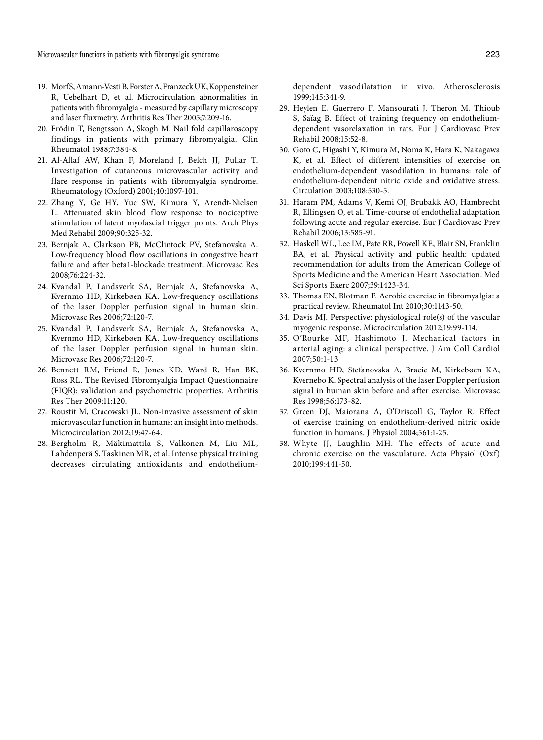19. Morf S, Amann-Vesti B, Forster A, Franzeck UK, Koppensteiner R, Uebelhart D, et al. Microcirculation abnormalities in patients with fibromyalgia - measured by capillary microscopy and laser fluxmetry. Arthritis Res Ther 2005;7:209-16.
20. Frödin T, Bengtsson A, Skogh M. Nail fold capillaroscopy findings in patients with primary fibromyalgia. Clin Rheumatol 1988;7:384-8.
21. Al-Allaf AW, Khan F, Moreland J, Belch JJ, Pullar T. Investigation of cutaneous microvascular activity and flare response in patients with fibromyalgia syndrome. Rheumatology (Oxford) 2001;40:1097-101.
22. Zhang Y, Ge HY, Yue SW, Kimura Y, Arendt-Nielsen L. Attenuated skin blood flow response to nociceptive stimulation of latent myofascial trigger points. Arch Phys Med Rehabil 2009;90:325-32.
23. Bernjak A, Clarkson PB, McClintock PV, Stefanovska A. Low-frequency blood flow oscillations in congestive heart failure and after beta1-blockade treatment. Microvasc Res 2008;76:224-32.
24. Kvandal P, Landsverk SA, Bernjak A, Stefanovska A, Kvernmo HD, Kirkebøen KA. Low-frequency oscillations of the laser Doppler perfusion signal in human skin. Microvasc Res 2006;72:120-7.
25. Kvandal P, Landsverk SA, Bernjak A, Stefanovska A, Kvernmo HD, Kirkebøen KA. Low-frequency oscillations of the laser Doppler perfusion signal in human skin. Microvasc Res 2006;72:120-7.
26. Bennett RM, Friend R, Jones KD, Ward R, Han BK, Ross RL. The Revised Fibromyalgia Impact Questionnaire (FIQR): validation and psychometric properties. Arthritis Res Ther 2009;11:120.
27. Roustit M, Cracowski JL. Non-invasive assessment of skin microvascular function in humans: an insight into methods. Microcirculation 2012;19:47-64.
28. Bergholm R, Mäkimattila S, Valkonen M, Liu ML, Lahdenperä S, Taskinen MR, et al. Intense physical training decreases circulating antioxidants and endothelium-dependent vasodilatation in vivo. Atherosclerosis 1999;145:341-9.
29. Heylen E, Guerrero F, Mansourati J, Theron M, Thioub S, Saïag B. Effect of training frequency on endothelium-dependent vasorelaxation in rats. Eur J Cardiovasc Prev Rehabil 2008;15:52-8.
30. Goto C, Higashi Y, Kimura M, Noma K, Hara K, Nakagawa K, et al. Effect of different intensities of exercise on endothelium-dependent vasodilation in humans: role of endothelium-dependent nitric oxide and oxidative stress. Circulation 2003;108:530-5.
31. Haram PM, Adams V, Kemi OJ, Brubakk AO, Hambrecht R, Ellingsen O, et al. Time-course of endothelial adaptation following acute and regular exercise. Eur J Cardiovasc Prev Rehabil 2006;13:585-91.
32. Haskell WL, Lee IM, Pate RR, Powell KE, Blair SN, Franklin BA, et al. Physical activity and public health: updated recommendation for adults from the American College of Sports Medicine and the American Heart Association. Med Sci Sports Exerc 2007;39:1423-34.
33. Thomas EN, Blotman F. Aerobic exercise in fibromyalgia: a practical review. Rheumatol Int 2010;30:1143-50.
34. Davis MJ. Perspective: physiological role(s) of the vascular myogenic response. Microcirculation 2012;19:99-114.
35. O'Rourke MF, Hashimoto J. Mechanical factors in arterial aging: a clinical perspective. J Am Coll Cardiol 2007;50:1-13.
36. Kvernmo HD, Stefanovska A, Bracic M, Kirkebøen KA, Kvernebo K. Spectral analysis of the laser Doppler perfusion signal in human skin before and after exercise. Microvasc Res 1998;56:173-82.
37. Green DJ, Maiorana A, O'Driscoll G, Taylor R. Effect of exercise training on endothelium-derived nitric oxide function in humans. J Physiol 2004;561:1-25.
38. Whyte JJ, Laughlin MH. The effects of acute and chronic exercise on the vasculature. Acta Physiol (Oxf) 2010;199:441-50.